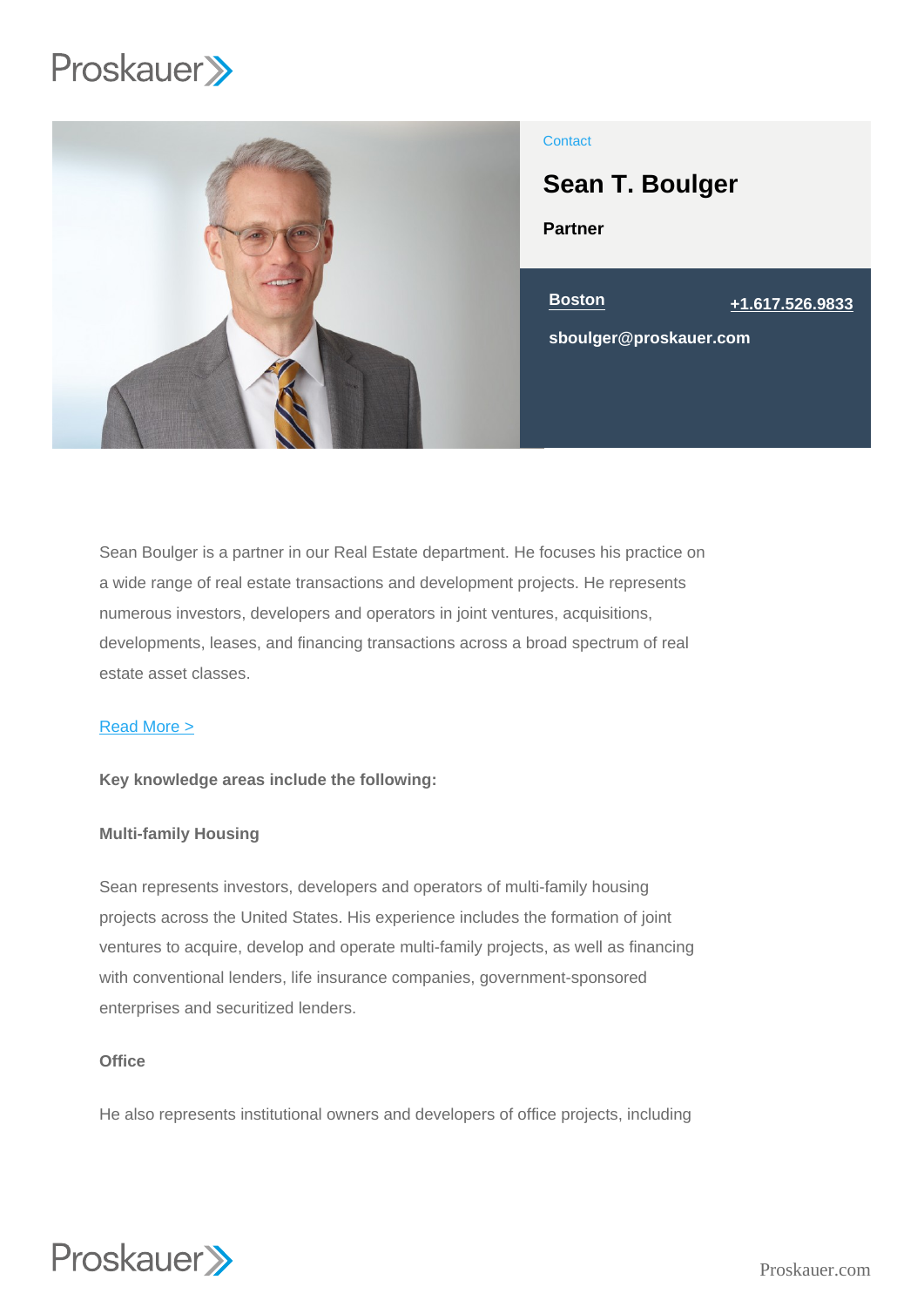Contact

# Sean T. Boulger

**Partner**

[Boston](#) [+1.617.526.9833](#)

sboulger@proskauer.com

Sean Boulger is a partner in our Real Estate department. He focuses his practice on a wide range of real estate transactions and development projects. He represents numerous investors, developers and operators in joint ventures, acquisitions, developments, leases, and financing transactions across a broad spectrum of real estate asset classes.

[Read More >](#)

**Key knowledge areas include the following:**

**Multi-family Housing**

Sean represents investors, developers and operators of multi-family housing projects across the United States. His experience includes the formation of joint ventures to acquire, develop and operate multi-family projects, as well as financing with conventional lenders, life insurance companies, government-sponsored enterprises and securitized lenders.

**Office**

He also represents institutional owners and developers of office projects, including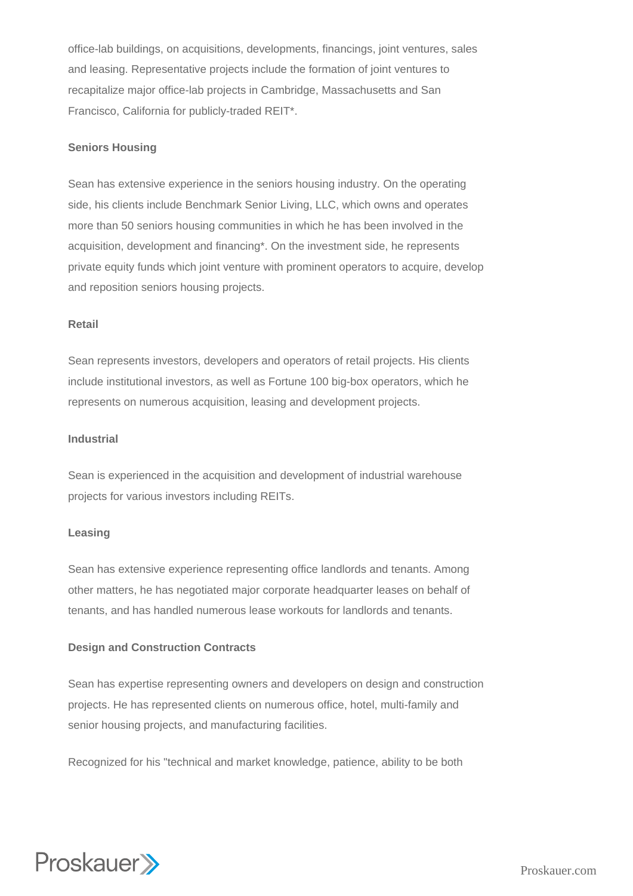office-lab buildings, on acquisitions, developments, financings, joint ventures, sales and leasing. Representative projects include the formation of joint ventures to recapitalize major office-lab projects in Cambridge, Massachusetts and San Francisco, California for publicly-traded REIT*.

**Seniors Housing**

Sean has extensive experience in the seniors housing industry. On the operating side, his clients include Benchmark Senior Living, LLC, which owns and operates more than 50 seniors housing communities in which he has been involved in the acquisition, development and financing*. On the investment side, he represents private equity funds which joint venture with prominent operators to acquire, develop and reposition seniors housing projects.

**Retail**

Sean represents investors, developers and operators of retail projects. His clients include institutional investors, as well as Fortune 100 big-box operators, which he represents on numerous acquisition, leasing and development projects.

**Industrial**

Sean is experienced in the acquisition and development of industrial warehouse projects for various investors including REITs.

**Leasing**

Sean has extensive experience representing office landlords and tenants. Among other matters, he has negotiated major corporate headquarter leases on behalf of tenants, and has handled numerous lease workouts for landlords and tenants.

**Design and Construction Contracts**

Sean has expertise representing owners and developers on design and construction projects. He has represented clients on numerous office, hotel, multi-family and senior housing projects, and manufacturing facilities.

Recognized for his "technical and market knowledge, patience, ability to be both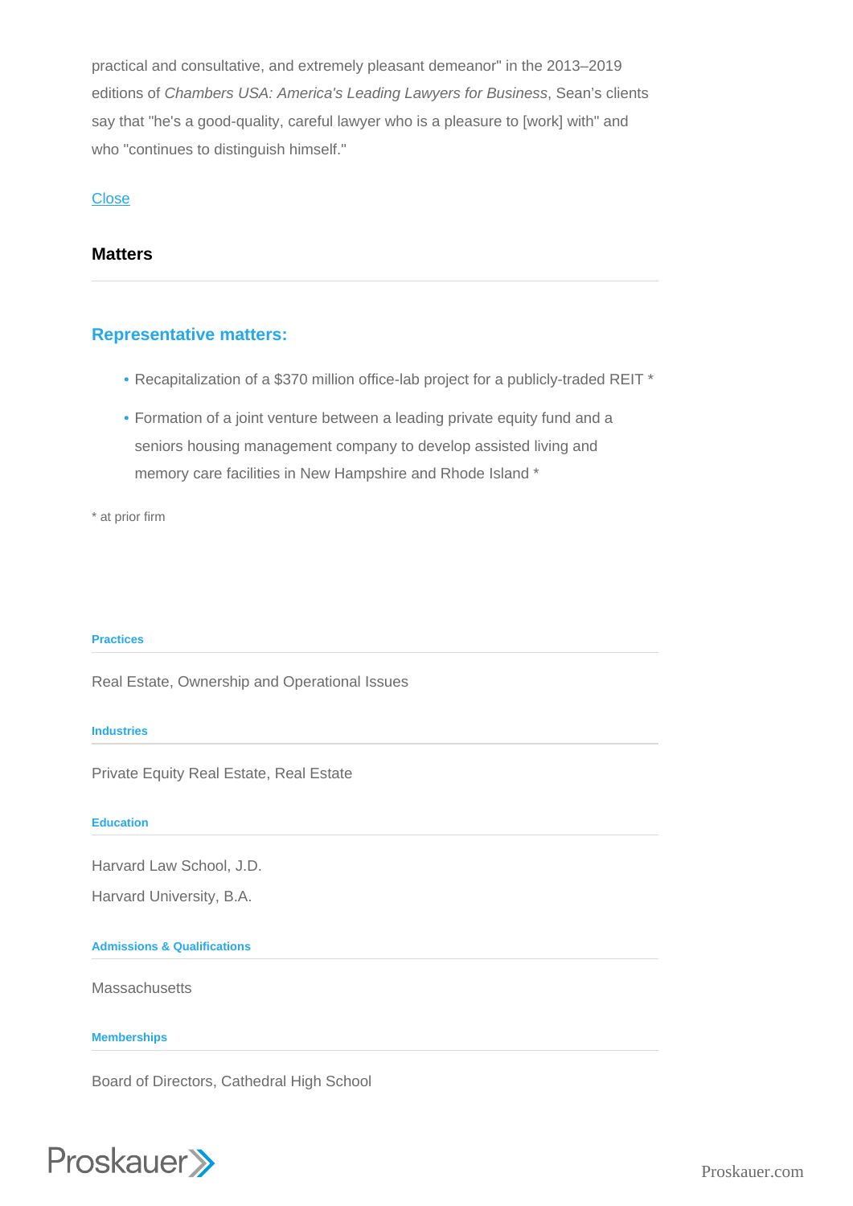practical and consultative, and extremely pleasant demeanor" in the 2013–2019 editions of *Chambers USA: America's Leading Lawyers for Business*, Sean's clients say that "he's a good-quality, careful lawyer who is a pleasure to [work] with" and who "continues to distinguish himself."

Close

## Matters

### Representative matters:

- Recapitalization of a $370 million office-lab project for a publicly-traded REIT *
- Formation of a joint venture between a leading private equity fund and a seniors housing management company to develop assisted living and memory care facilities in New Hampshire and Rhode Island *

* at prior firm

#### Practices

Real Estate, Ownership and Operational Issues

#### Industries

Private Equity Real Estate, Real Estate

#### Education

Harvard Law School, J.D.

Harvard University, B.A.

#### Admissions & Qualifications

Massachusetts

#### Memberships

Board of Directors, Cathedral High School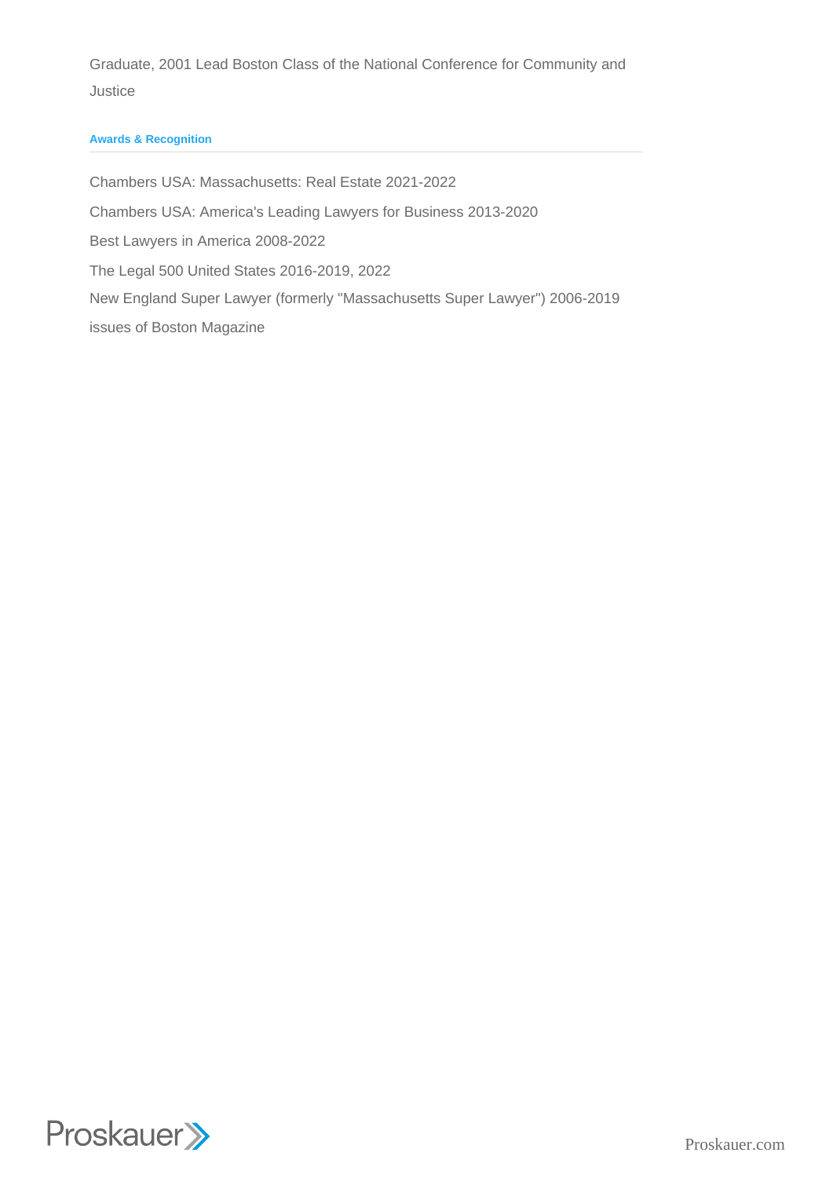Graduate, 2001 Lead Boston Class of the National Conference for Community and Justice

### Awards & Recognition

Chambers USA: Massachusetts: Real Estate 2021-2022

Chambers USA: America's Leading Lawyers for Business 2013-2020

Best Lawyers in America 2008-2022

The Legal 500 United States 2016-2019, 2022

New England Super Lawyer (formerly "Massachusetts Super Lawyer") 2006-2019 issues of Boston Magazine